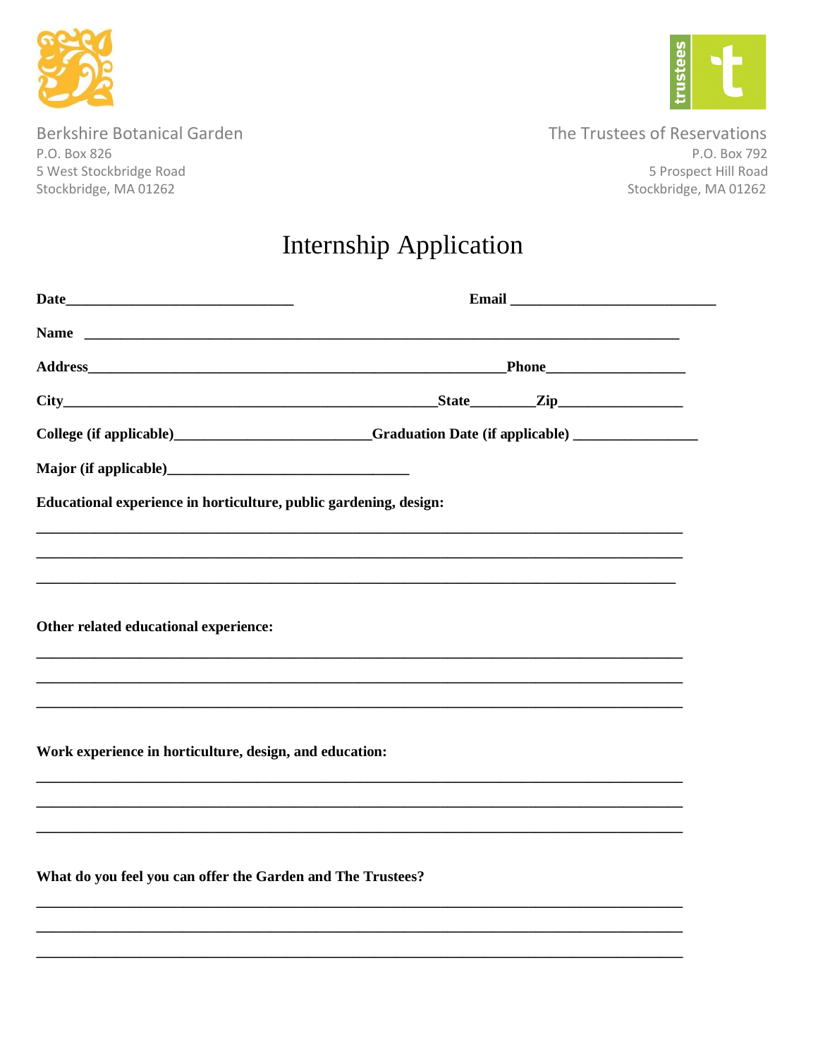Berkshire Botanical Garden
P.O. Box 826
5 West Stockbridge Road
Stockbridge, MA 01262

The Trustees of Reservations
P.O. Box 792
5 Prospect Hill Road
Stockbridge, MA 01262

# Internship Application

**Date**_______________________________ **Email** ____________________________

**Name** ________________________________________________________________________________

**Address**________________________________________________________**Phone**___________________

**City**__________________________________________________**State**________**Zip**________________

**College (if applicable)**_________________________**Graduation Date (if applicable)** ________________

**Major (if applicable)**________________________________

**Educational experience in horticulture, public gardening, design:**

_______________________________________________________________________________________

_______________________________________________________________________________________

_______________________________________________________________________________________

**Other related educational experience:**

_______________________________________________________________________________________

_______________________________________________________________________________________

_______________________________________________________________________________________

**Work experience in horticulture, design, and education:**

_______________________________________________________________________________________

_______________________________________________________________________________________

_______________________________________________________________________________________

**What do you feel you can offer the Garden and The Trustees?**

_______________________________________________________________________________________

_______________________________________________________________________________________

_______________________________________________________________________________________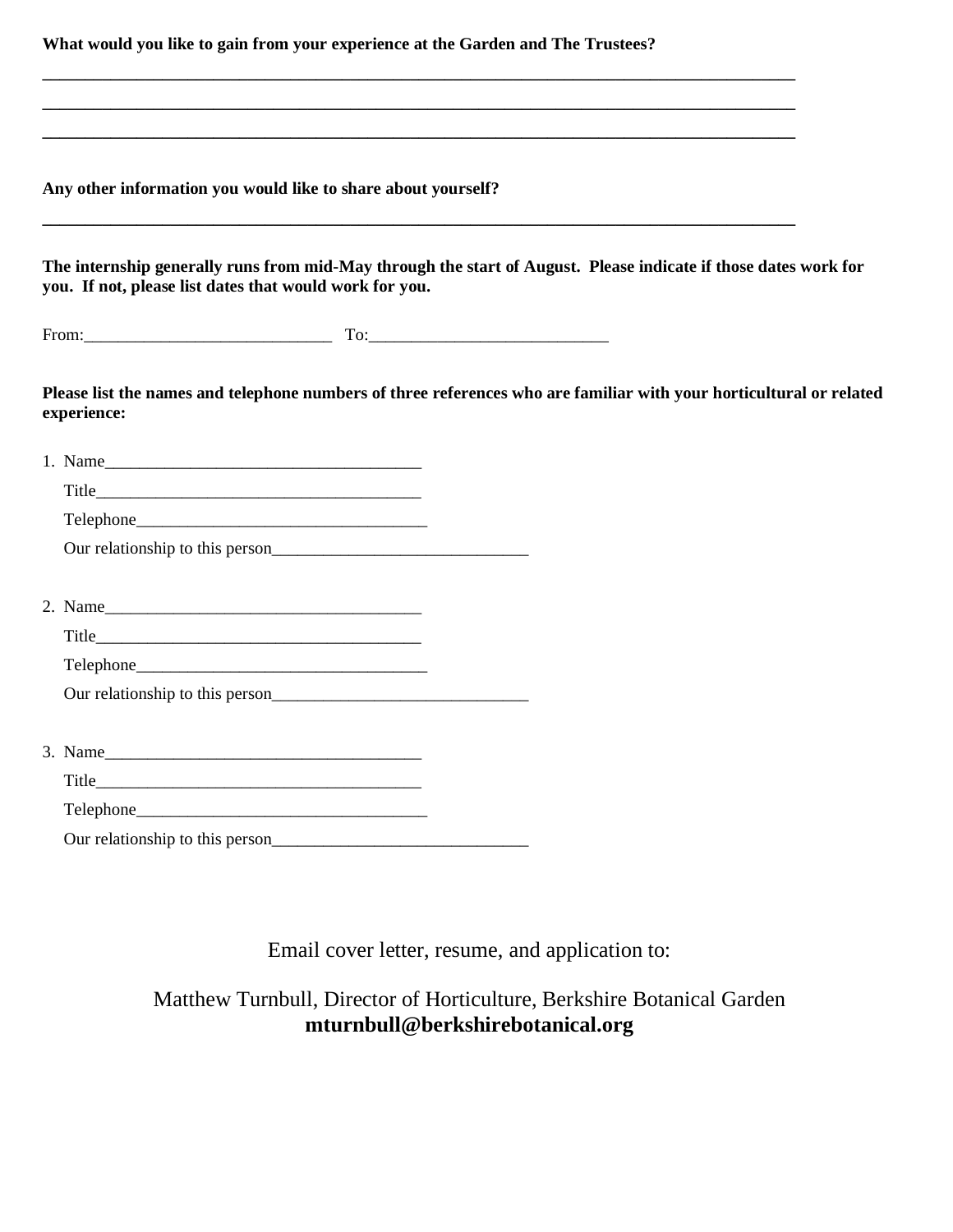**What would you like to gain from your experience at the Garden and The Trustees?**

______________________________________________________________________________

______________________________________________________________________________

______________________________________________________________________________

**Any other information you would like to share about yourself?**

______________________________________________________________________________

**The internship generally runs from mid-May through the start of August. Please indicate if those dates work for you. If not, please list dates that would work for you.**

From:_____________________________ To:____________________________

**Please list the names and telephone numbers of three references who are familiar with your horticultural or related experience:**

1. Name______________________________________
   Title_______________________________________
   Telephone___________________________________
   Our relationship to this person______________________________

2. Name______________________________________
   Title_______________________________________
   Telephone___________________________________
   Our relationship to this person______________________________

3. Name______________________________________
   Title_______________________________________
   Telephone___________________________________
   Our relationship to this person______________________________

Email cover letter, resume, and application to:

Matthew Turnbull, Director of Horticulture, Berkshire Botanical Garden
**mturnbull@berkshirebotanical.org**